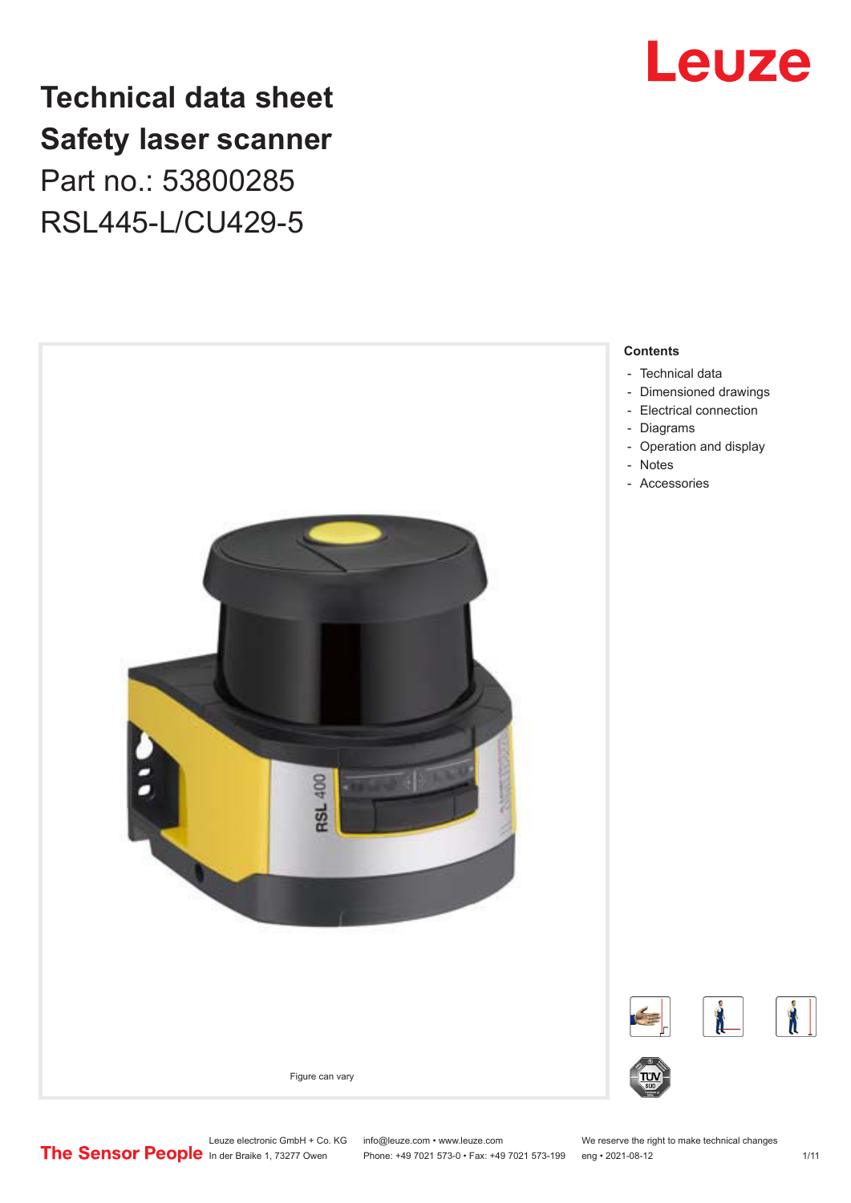# Technical data sheet
# Safety laser scanner
## Part no.: 53800285
## RSL445-L/CU429-5

Figure can vary

**Contents**

- Technical data
- Dimensioned drawings
- Electrical connection
- Diagrams
- Operation and display
- Notes
- Accessories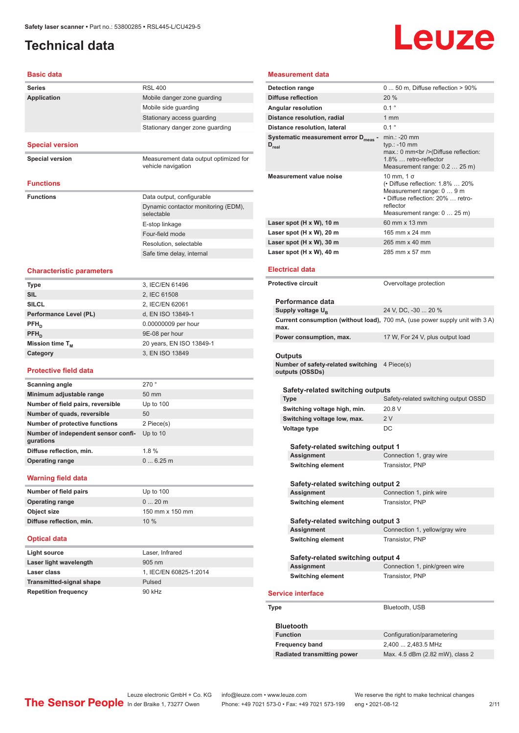# Technical data

## Basic data

| | |
|---|---|
| **Series** | RSL 400 |
| **Application** | Mobile danger zone guarding |
| | Mobile side guarding |
| | Stationary access guarding |
| | Stationary danger zone guarding |

## Special version

| | |
|---|---|
| **Special version** | Measurement data output optimized for vehicle navigation |

## Functions

| | |
|---|---|
| **Functions** | Data output, configurable |
| | Dynamic contactor monitoring (EDM), selectable |
| | E-stop linkage |
| | Four-field mode |
| | Resolution, selectable |
| | Safe time delay, internal |

## Characteristic parameters

| | |
|---|---|
| **Type** | 3, IEC/EN 61496 |
| **SIL** | 2, IEC 61508 |
| **SILCL** | 2, IEC/EN 62061 |
| **Performance Level (PL)** | d, EN ISO 13849-1 |
| **$PFH_D$** | 0.00000009 per hour |
| **$PFH_D$** | 9E-08 per hour |
| **Mission time $T_M$** | 20 years, EN ISO 13849-1 |
| **Category** | 3, EN ISO 13849 |

## Protective field data

| | |
|---|---|
| **Scanning angle** | 270 ° |
| **Minimum adjustable range** | 50 mm |
| **Number of field pairs, reversible** | Up to 100 |
| **Number of quads, reversible** | 50 |
| **Number of protective functions** | 2 Piece(s) |
| **Number of independent sensor configurations** | Up to 10 |
| **Diffuse reflection, min.** | 1.8 % |
| **Operating range** | 0 ... 6.25 m |

## Warning field data

| | |
|---|---|
| **Number of field pairs** | Up to 100 |
| **Operating range** | 0 ... 20 m |
| **Object size** | 150 mm x 150 mm |
| **Diffuse reflection, min.** | 10 % |

## Optical data

| | |
|---|---|
| **Light source** | Laser, Infrared |
| **Laser light wavelength** | 905 nm |
| **Laser class** | 1, IEC/EN 60825-1:2014 |
| **Transmitted-signal shape** | Pulsed |
| **Repetition frequency** | 90 kHz |

## Measurement data

| | |
|---|---|
| **Detection range** | 0 ... 50 m, Diffuse reflection > 90% |
| **Diffuse reflection** | 20 % |
| **Angular resolution** | 0.1 ° |
| **Distance resolution, radial** | 1 mm |
| **Distance resolution, lateral** | 0.1 ° |
| **Systematic measurement error $D_{meas}$ - $D_{real}$** | min.: -20 mm<br>typ.: -10 mm<br>max.: 0 mm<br />(Diffuse reflection: 1.8% … retro-reflector<br>Measurement range: 0.2 … 25 m) |
| **Measurement value noise** | 10 mm, 1 σ<br>(• Diffuse reflection: 1.8% … 20%<br>Measurement range: 0 … 9 m<br>• Diffuse reflection: 20% … retro-reflector<br>Measurement range: 0 … 25 m) |
| **Laser spot (H x W), 10 m** | 60 mm x 13 mm |
| **Laser spot (H x W), 20 m** | 165 mm x 24 mm |
| **Laser spot (H x W), 30 m** | 265 mm x 40 mm |
| **Laser spot (H x W), 40 m** | 285 mm x 57 mm |

## Electrical data

| | |
|---|---|
| **Protective circuit** | Overvoltage protection |

### Performance data

| | |
|---|---|
| **Supply voltage $U_B$** | 24 V, DC, -30 ... 20 % |
| **Current consumption (without load), max.** | 700 mA, (use power supply unit with 3 A) |
| **Power consumption, max.** | 17 W, For 24 V, plus output load |

### Outputs

| | |
|---|---|
| **Number of safety-related switching outputs (OSSDs)** | 4 Piece(s) |

#### Safety-related switching outputs

| | |
|---|---|
| **Type** | Safety-related switching output OSSD |
| **Switching voltage high, min.** | 20.8 V |
| **Switching voltage low, max.** | 2 V |
| **Voltage type** | DC |

##### Safety-related switching output 1

| | |
|---|---|
| **Assignment** | Connection 1, gray wire |
| **Switching element** | Transistor, PNP |

##### Safety-related switching output 2

| | |
|---|---|
| **Assignment** | Connection 1, pink wire |
| **Switching element** | Transistor, PNP |

##### Safety-related switching output 3

| | |
|---|---|
| **Assignment** | Connection 1, yellow/gray wire |
| **Switching element** | Transistor, PNP |

##### Safety-related switching output 4

| | |
|---|---|
| **Assignment** | Connection 1, pink/green wire |
| **Switching element** | Transistor, PNP |

## Service interface

| | |
|---|---|
| **Type** | Bluetooth, USB |

### Bluetooth

| | |
|---|---|
| **Function** | Configuration/parametering |
| **Frequency band** | 2,400 ... 2,483.5 MHz |
| **Radiated transmitting power** | Max. 4.5 dBm (2.82 mW), class 2 |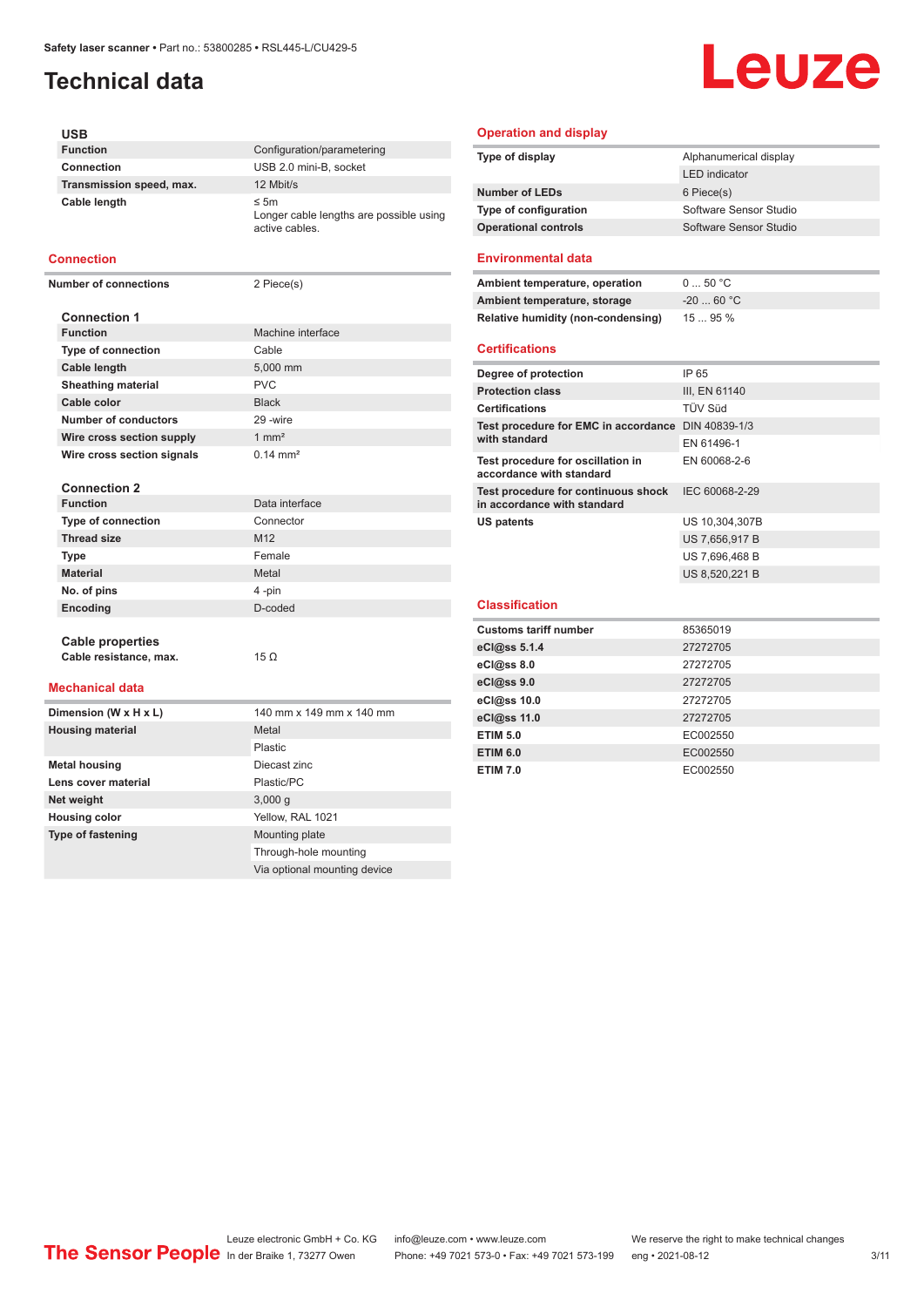# Technical data

### USB

| | |
|---|---|
| **Function** | Configuration/parametering |
| **Connection** | USB 2.0 mini-B, socket |
| **Transmission speed, max.** | 12 Mbit/s |
| **Cable length** | ≤ 5m<br>Longer cable lengths are possible using active cables. |

## Connection

| | |
|---|---|
| **Number of connections** | 2 Piece(s) |

### Connection 1

| | |
|---|---|
| **Function** | Machine interface |
| **Type of connection** | Cable |
| **Cable length** | 5,000 mm |
| **Sheathing material** | PVC |
| **Cable color** | Black |
| **Number of conductors** | 29 -wire |
| **Wire cross section supply** | 1 mm² |
| **Wire cross section signals** | 0.14 mm² |

### Connection 2

| | |
|---|---|
| **Function** | Data interface |
| **Type of connection** | Connector |
| **Thread size** | M12 |
| **Type** | Female |
| **Material** | Metal |
| **No. of pins** | 4 -pin |
| **Encoding** | D-coded |

### Cable properties

| | |
|---|---|
| **Cable resistance, max.** | 15 Ω |

## Mechanical data

| | |
|---|---|
| **Dimension (W x H x L)** | 140 mm x 149 mm x 140 mm |
| **Housing material** | Metal |
| | Plastic |
| **Metal housing** | Diecast zinc |
| **Lens cover material** | Plastic/PC |
| **Net weight** | 3,000 g |
| **Housing color** | Yellow, RAL 1021 |
| **Type of fastening** | Mounting plate |
| | Through-hole mounting |
| | Via optional mounting device |

## Operation and display

| | |
|---|---|
| **Type of display** | Alphanumerical display |
| | LED indicator |
| **Number of LEDs** | 6 Piece(s) |
| **Type of configuration** | Software Sensor Studio |
| **Operational controls** | Software Sensor Studio |

## Environmental data

| | |
|---|---|
| **Ambient temperature, operation** | 0 ... 50 °C |
| **Ambient temperature, storage** | -20 ... 60 °C |
| **Relative humidity (non-condensing)** | 15 ... 95 % |

## Certifications

| | |
|---|---|
| **Degree of protection** | IP 65 |
| **Protection class** | III, EN 61140 |
| **Certifications** | TÜV Süd |
| **Test procedure for EMC in accordance with standard** | DIN 40839-1/3 |
| | EN 61496-1 |
| **Test procedure for oscillation in accordance with standard** | EN 60068-2-6 |
| **Test procedure for continuous shock in accordance with standard** | IEC 60068-2-29 |
| **US patents** | US 10,304,307B |
| | US 7,656,917 B |
| | US 7,696,468 B |
| | US 8,520,221 B |

## Classification

| | |
|---|---|
| **Customs tariff number** | 85365019 |
| **eCl@ss 5.1.4** | 27272705 |
| **eCl@ss 8.0** | 27272705 |
| **eCl@ss 9.0** | 27272705 |
| **eCl@ss 10.0** | 27272705 |
| **eCl@ss 11.0** | 27272705 |
| **ETIM 5.0** | EC002550 |
| **ETIM 6.0** | EC002550 |
| **ETIM 7.0** | EC002550 |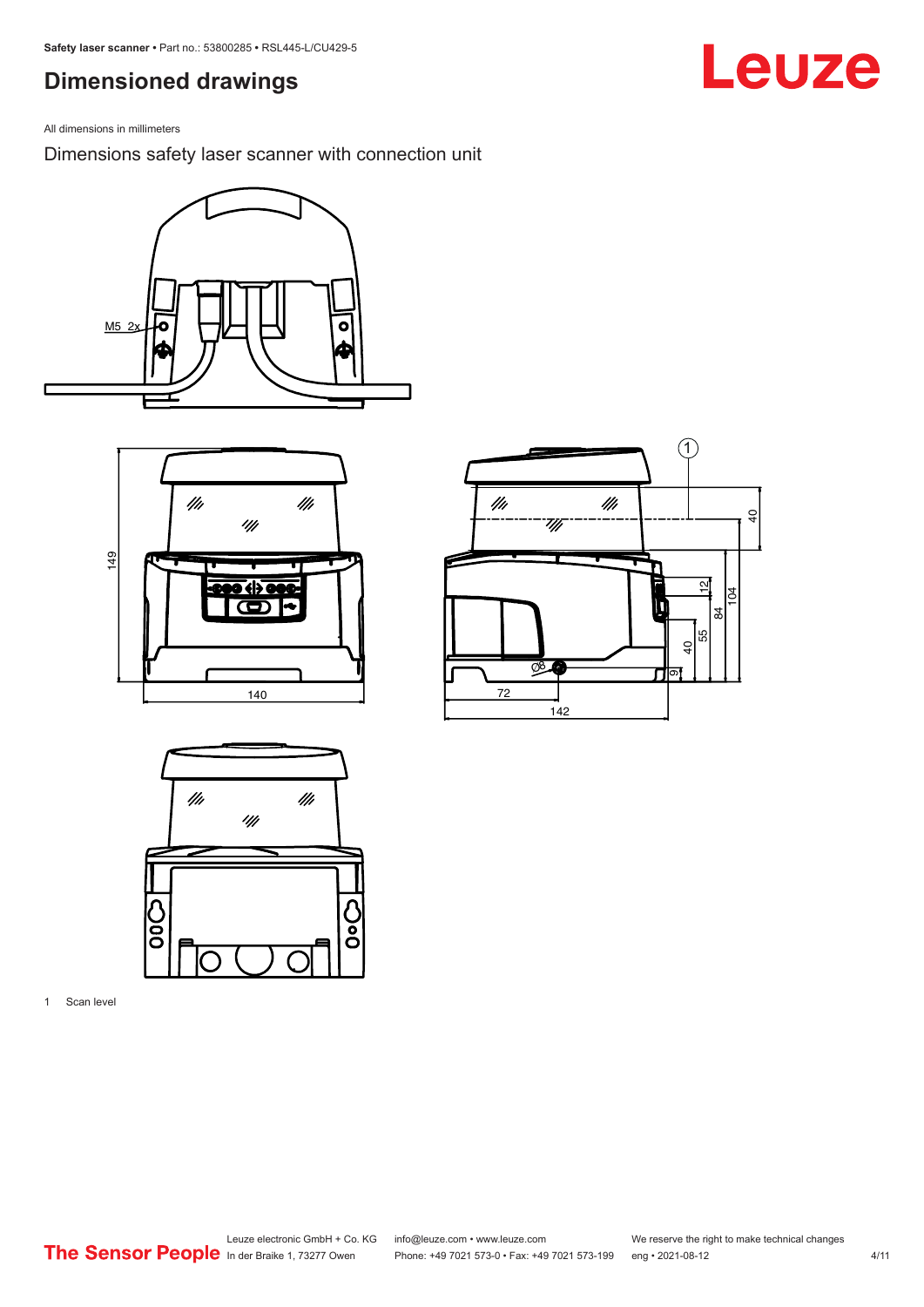## Dimensioned drawings

All dimensions in millimeters

Dimensions safety laser scanner with connection unit

1 Scan level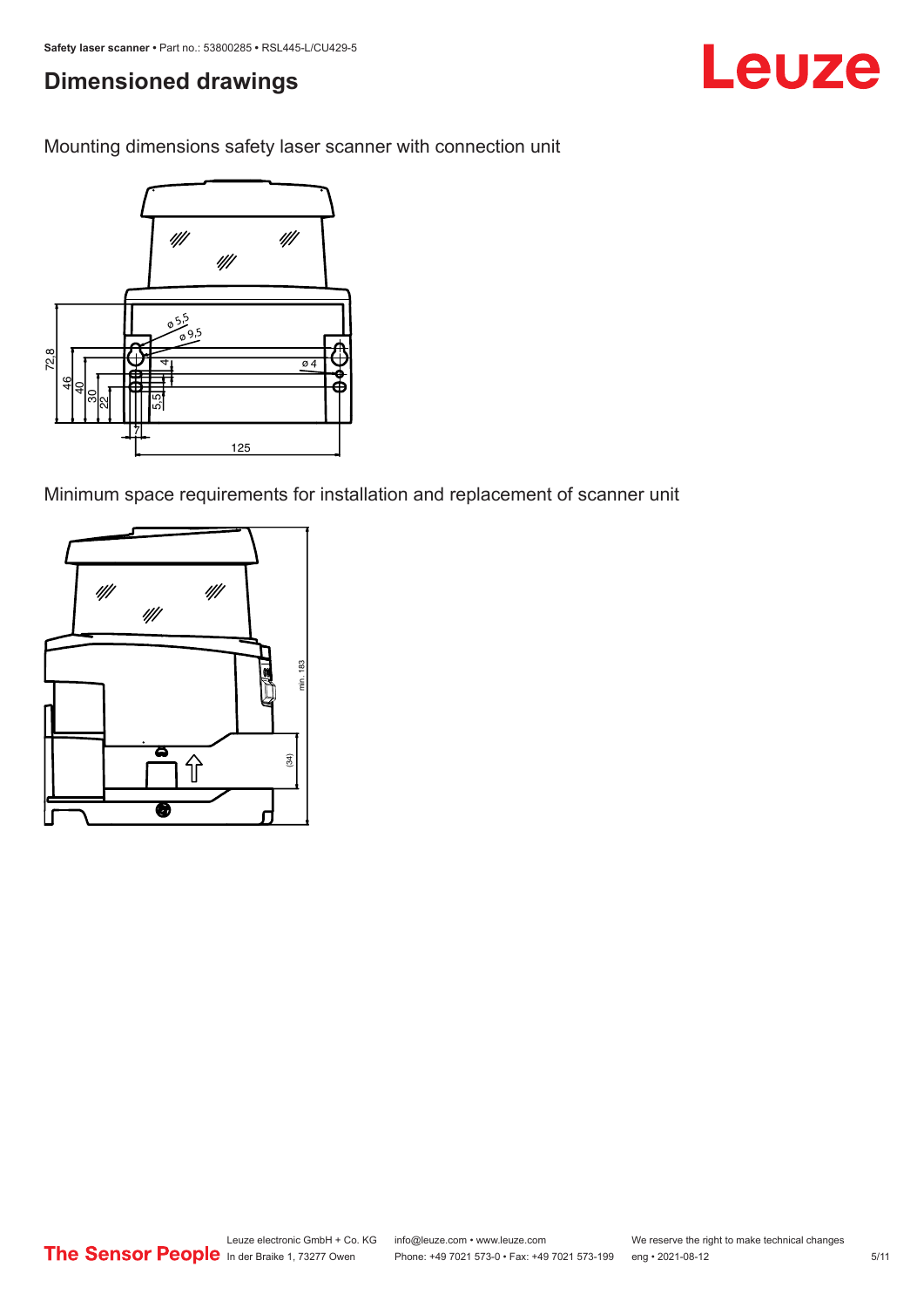## Dimensioned drawings

Mounting dimensions safety laser scanner with connection unit

Minimum space requirements for installation and replacement of scanner unit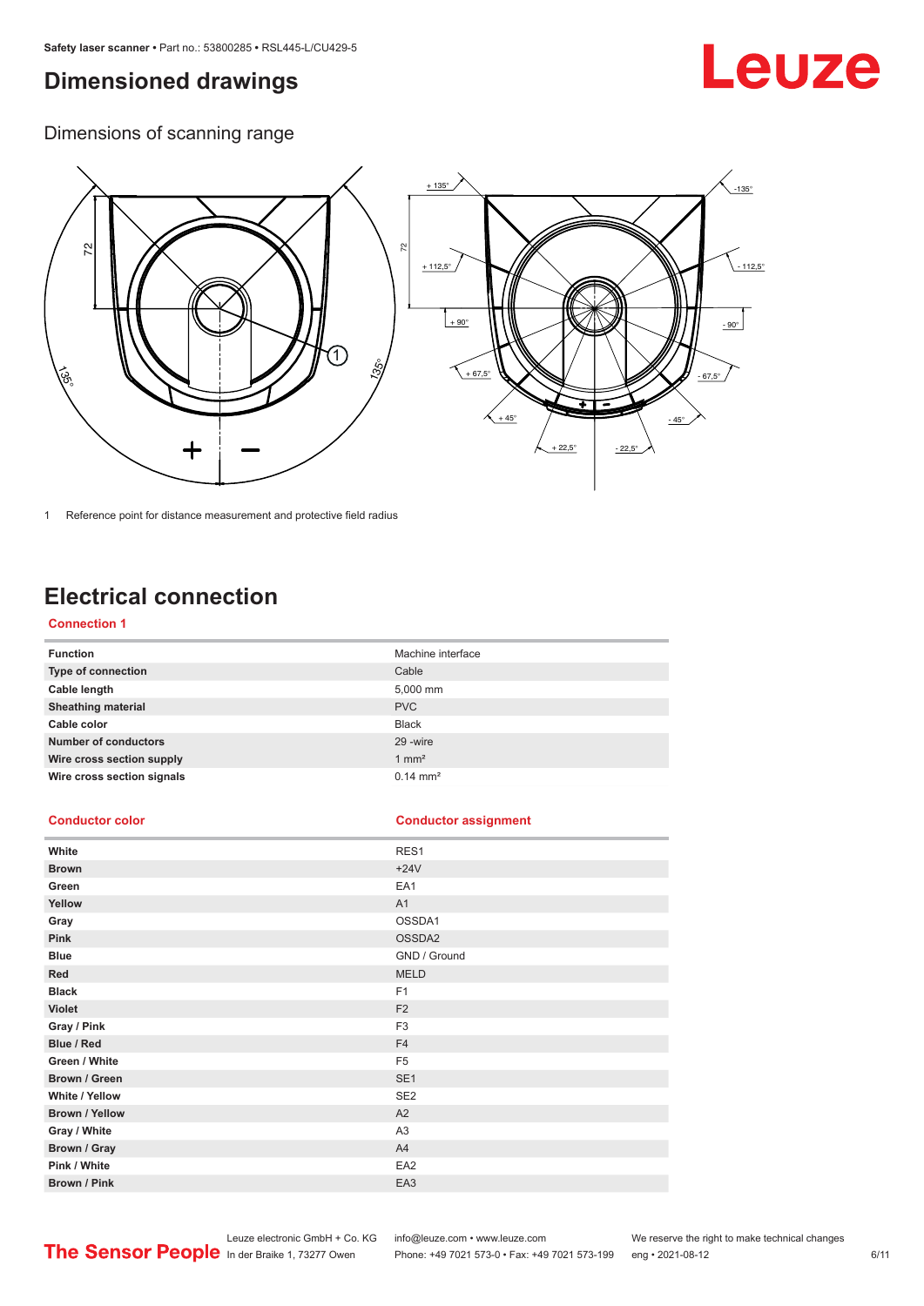# Dimensioned drawings

## Dimensions of scanning range

1 Reference point for distance measurement and protective field radius

# Electrical connection

### Connection 1

| Function | Machine interface |
|---|---|
| Type of connection | Cable |
| Cable length | 5,000 mm |
| Sheathing material | PVC |
| Cable color | Black |
| Number of conductors | 29 -wire |
| Wire cross section supply | 1 mm² |
| Wire cross section signals | 0.14 mm² |

| Conductor color | Conductor assignment |
|---|---|
| White | RES1 |
| Brown | +24V |
| Green | EA1 |
| Yellow | A1 |
| Gray | OSSDA1 |
| Pink | OSSDA2 |
| Blue | GND / Ground |
| Red | MELD |
| Black | F1 |
| Violet | F2 |
| Gray / Pink | F3 |
| Blue / Red | F4 |
| Green / White | F5 |
| Brown / Green | SE1 |
| White / Yellow | SE2 |
| Brown / Yellow | A2 |
| Gray / White | A3 |
| Brown / Gray | A4 |
| Pink / White | EA2 |
| Brown / Pink | EA3 |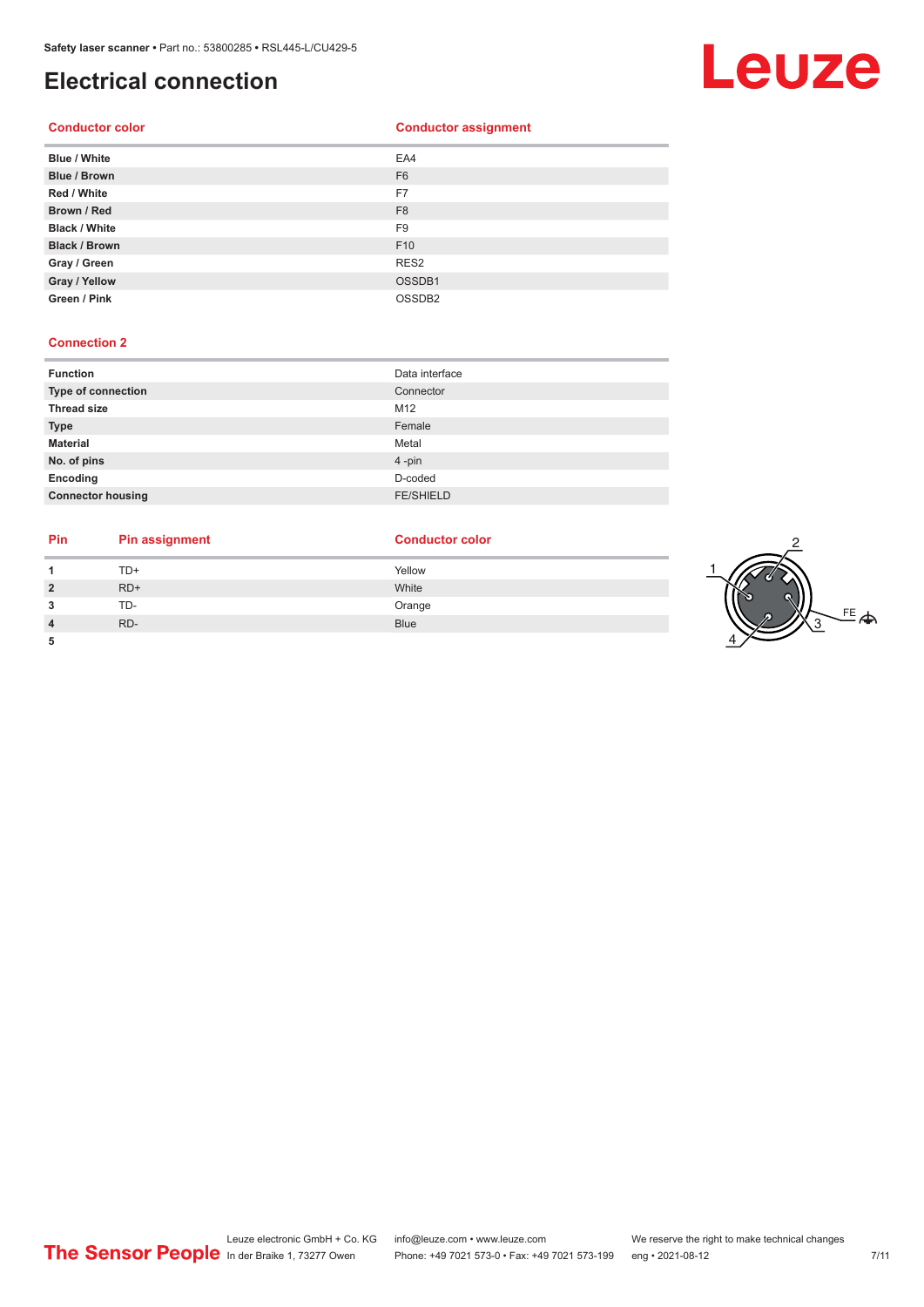## Electrical connection

| Conductor color | Conductor assignment |
|---|---|
| **Blue / White** | EA4 |
| **Blue / Brown** | F6 |
| **Red / White** | F7 |
| **Brown / Red** | F8 |
| **Black / White** | F9 |
| **Black / Brown** | F10 |
| **Gray / Green** | RES2 |
| **Gray / Yellow** | OSSDB1 |
| **Green / Pink** | OSSDB2 |

### Connection 2

| | |
|---|---|
| **Function** | Data interface |
| **Type of connection** | Connector |
| **Thread size** | M12 |
| **Type** | Female |
| **Material** | Metal |
| **No. of pins** | 4 -pin |
| **Encoding** | D-coded |
| **Connector housing** | FE/SHIELD |

| Pin | Pin assignment | Conductor color |
|---|---|---|
| **1** | TD+ | Yellow |
| **2** | RD+ | White |
| **3** | TD- | Orange |
| **4** | RD- | Blue |
| **5** | | |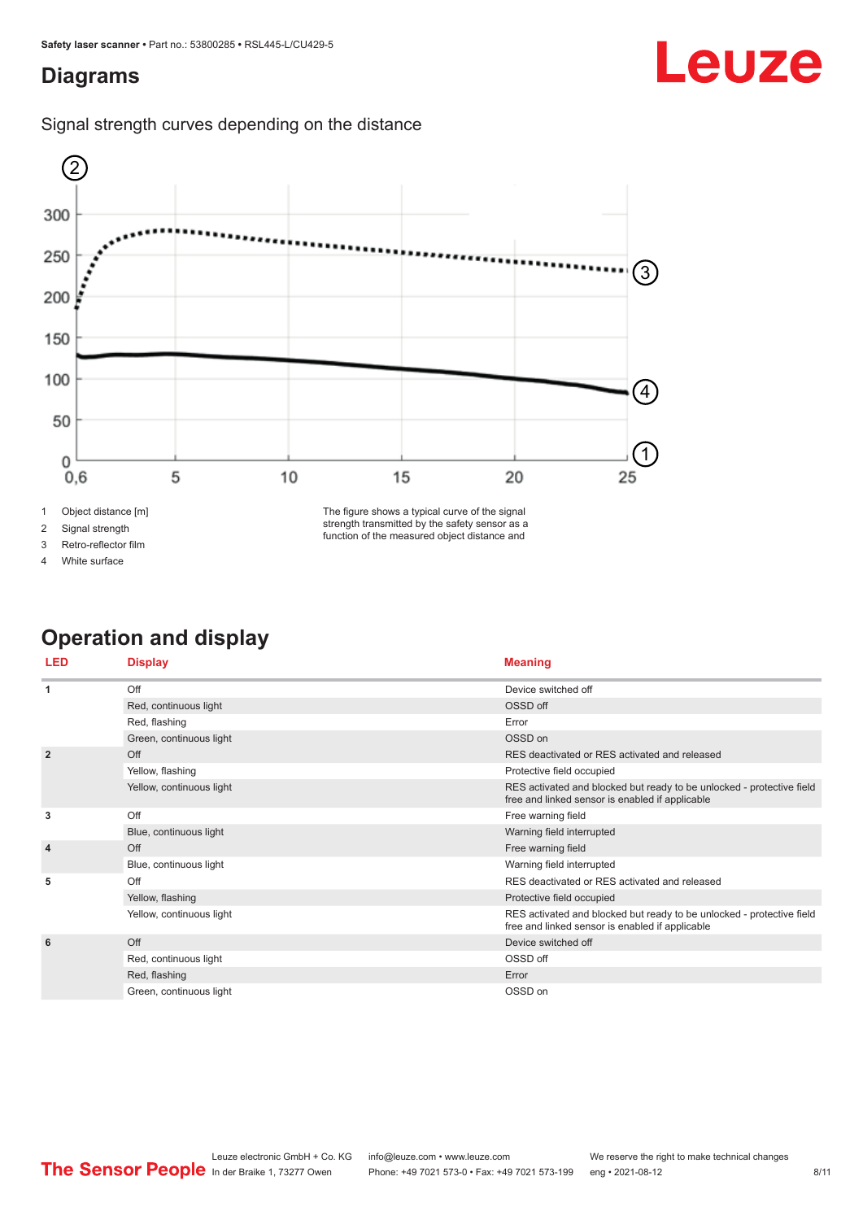# Diagrams

## Signal strength curves depending on the distance

1 Object distance [m]
2 Signal strength
3 Retro-reflector film
4 White surface

The figure shows a typical curve of the signal strength transmitted by the safety sensor as a function of the measured object distance and

# Operation and display

| LED | Display | Meaning |
|---|---|---|
| 1 | Off | Device switched off |
| | Red, continuous light | OSSD off |
| | Red, flashing | Error |
| | Green, continuous light | OSSD on |
| 2 | Off | RES deactivated or RES activated and released |
| | Yellow, flashing | Protective field occupied |
| | Yellow, continuous light | RES activated and blocked but ready to be unlocked - protective field free and linked sensor is enabled if applicable |
| 3 | Off | Free warning field |
| | Blue, continuous light | Warning field interrupted |
| 4 | Off | Free warning field |
| | Blue, continuous light | Warning field interrupted |
| 5 | Off | RES deactivated or RES activated and released |
| | Yellow, flashing | Protective field occupied |
| | Yellow, continuous light | RES activated and blocked but ready to be unlocked - protective field free and linked sensor is enabled if applicable |
| 6 | Off | Device switched off |
| | Red, continuous light | OSSD off |
| | Red, flashing | Error |
| | Green, continuous light | OSSD on |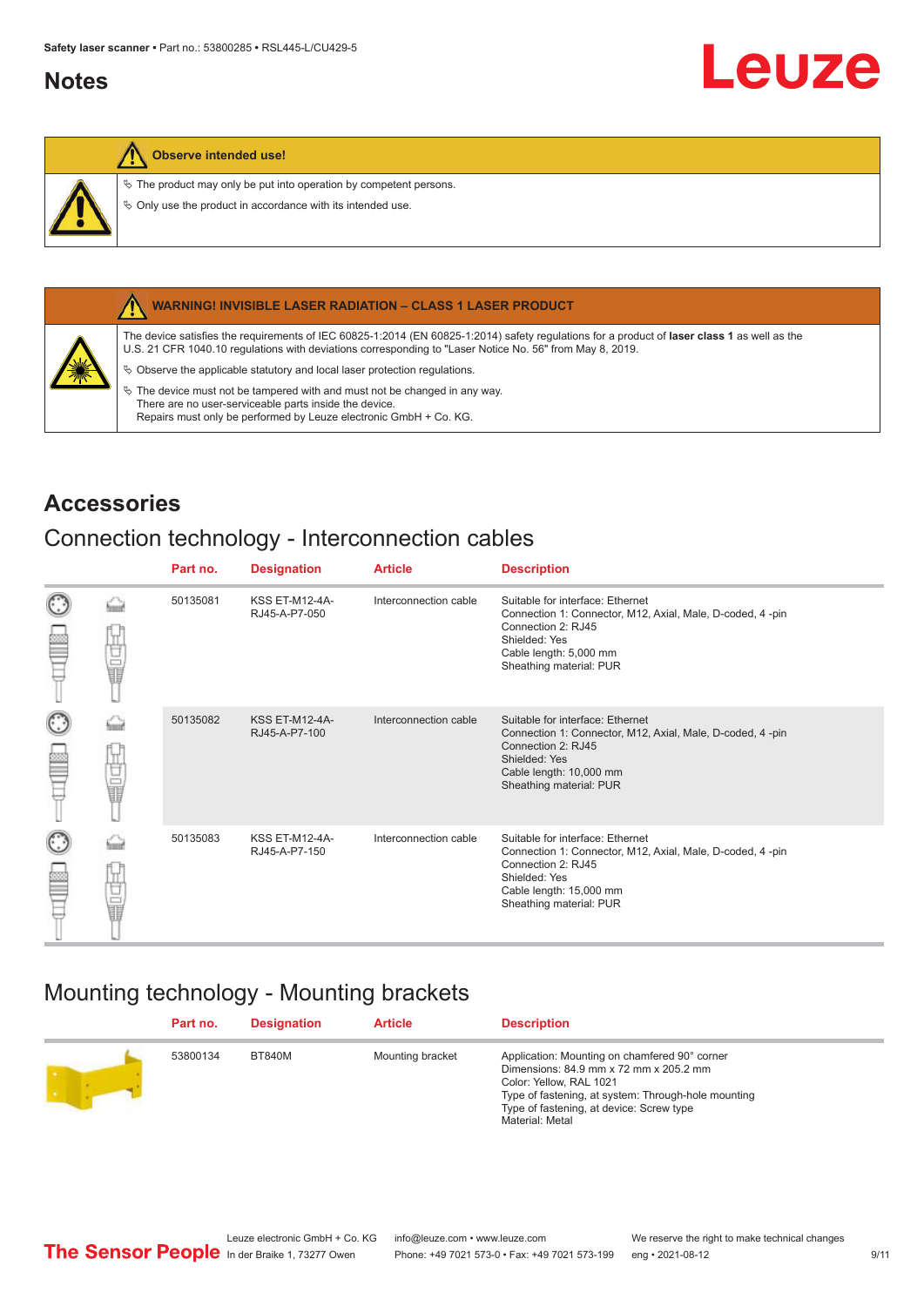## Notes

**Observe intended use!**

- ✎ The product may only be put into operation by competent persons.
- ✎ Only use the product in accordance with its intended use.

**WARNING! INVISIBLE LASER RADIATION – CLASS 1 LASER PRODUCT**

The device satisfies the requirements of IEC 60825-1:2014 (EN 60825-1:2014) safety regulations for a product of **laser class 1** as well as the U.S. 21 CFR 1040.10 regulations with deviations corresponding to "Laser Notice No. 56" from May 8, 2019.

- ✎ Observe the applicable statutory and local laser protection regulations.
- ✎ The device must not be tampered with and must not be changed in any way.
  There are no user-serviceable parts inside the device.
  Repairs must only be performed by Leuze electronic GmbH + Co. KG.

## Accessories

### Connection technology - Interconnection cables

| Part no. | Designation | Article | Description |
|---|---|---|---|
| 50135081 | KSS ET-M12-4A-RJ45-A-P7-050 | Interconnection cable | Suitable for interface: Ethernet<br>Connection 1: Connector, M12, Axial, Male, D-coded, 4 -pin<br>Connection 2: RJ45<br>Shielded: Yes<br>Cable length: 5,000 mm<br>Sheathing material: PUR |
| 50135082 | KSS ET-M12-4A-RJ45-A-P7-100 | Interconnection cable | Suitable for interface: Ethernet<br>Connection 1: Connector, M12, Axial, Male, D-coded, 4 -pin<br>Connection 2: RJ45<br>Shielded: Yes<br>Cable length: 10,000 mm<br>Sheathing material: PUR |
| 50135083 | KSS ET-M12-4A-RJ45-A-P7-150 | Interconnection cable | Suitable for interface: Ethernet<br>Connection 1: Connector, M12, Axial, Male, D-coded, 4 -pin<br>Connection 2: RJ45<br>Shielded: Yes<br>Cable length: 15,000 mm<br>Sheathing material: PUR |

### Mounting technology - Mounting brackets

| Part no. | Designation | Article | Description |
|---|---|---|---|
| 53800134 | BT840M | Mounting bracket | Application: Mounting on chamfered 90° corner<br>Dimensions: 84.9 mm x 72 mm x 205.2 mm<br>Color: Yellow, RAL 1021<br>Type of fastening, at system: Through-hole mounting<br>Type of fastening, at device: Screw type<br>Material: Metal |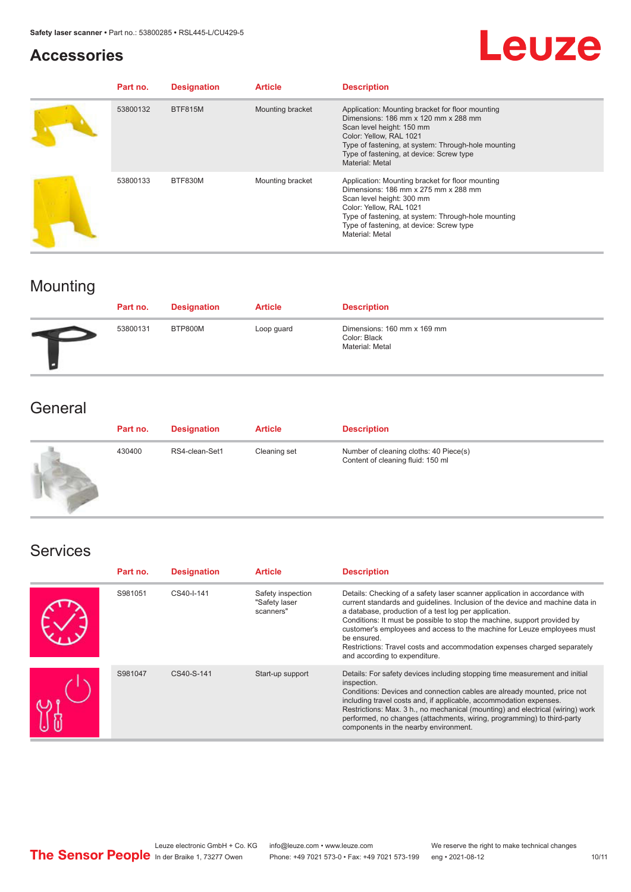## Accessories

| Part no. | Designation | Article | Description |
| --- | --- | --- | --- |
| 53800132 | BTF815M | Mounting bracket | Application: Mounting bracket for floor mounting<br>Dimensions: 186 mm x 120 mm x 288 mm<br>Scan level height: 150 mm<br>Color: Yellow, RAL 1021<br>Type of fastening, at system: Through-hole mounting<br>Type of fastening, at device: Screw type<br>Material: Metal |
| 53800133 | BTF830M | Mounting bracket | Application: Mounting bracket for floor mounting<br>Dimensions: 186 mm x 275 mm x 288 mm<br>Scan level height: 300 mm<br>Color: Yellow, RAL 1021<br>Type of fastening, at system: Through-hole mounting<br>Type of fastening, at device: Screw type<br>Material: Metal |

## Mounting

| Part no. | Designation | Article | Description |
| --- | --- | --- | --- |
| 53800131 | BTP800M | Loop guard | Dimensions: 160 mm x 169 mm<br>Color: Black<br>Material: Metal |

## General

| Part no. | Designation | Article | Description |
| --- | --- | --- | --- |
| 430400 | RS4-clean-Set1 | Cleaning set | Number of cleaning cloths: 40 Piece(s)<br>Content of cleaning fluid: 150 ml |

## Services

| Part no. | Designation | Article | Description |
| --- | --- | --- | --- |
| S981051 | CS40-I-141 | Safety inspection "Safety laser scanners" | Details: Checking of a safety laser scanner application in accordance with current standards and guidelines. Inclusion of the device and machine data in a database, production of a test log per application.<br>Conditions: It must be possible to stop the machine, support provided by customer's employees and access to the machine for Leuze employees must be ensured.<br>Restrictions: Travel costs and accommodation expenses charged separately and according to expenditure. |
| S981047 | CS40-S-141 | Start-up support | Details: For safety devices including stopping time measurement and initial inspection.<br>Conditions: Devices and connection cables are already mounted, price not including travel costs and, if applicable, accommodation expenses.<br>Restrictions: Max. 3 h., no mechanical (mounting) and electrical (wiring) work performed, no changes (attachments, wiring, programming) to third-party components in the nearby environment. |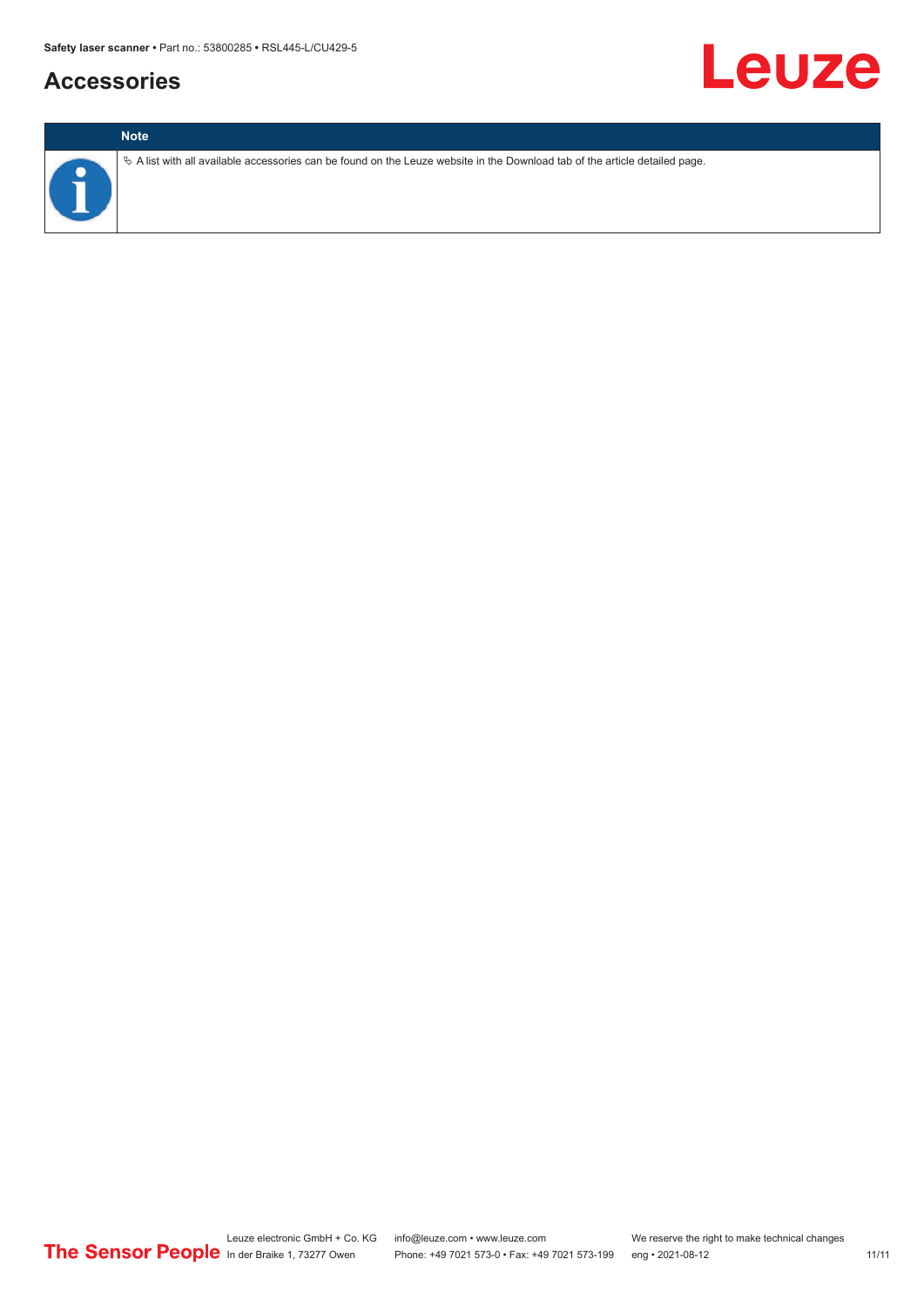## Accessories

| | Note |
|---|---|
| | ✎ A list with all available accessories can be found on the Leuze website in the Download tab of the article detailed page. |